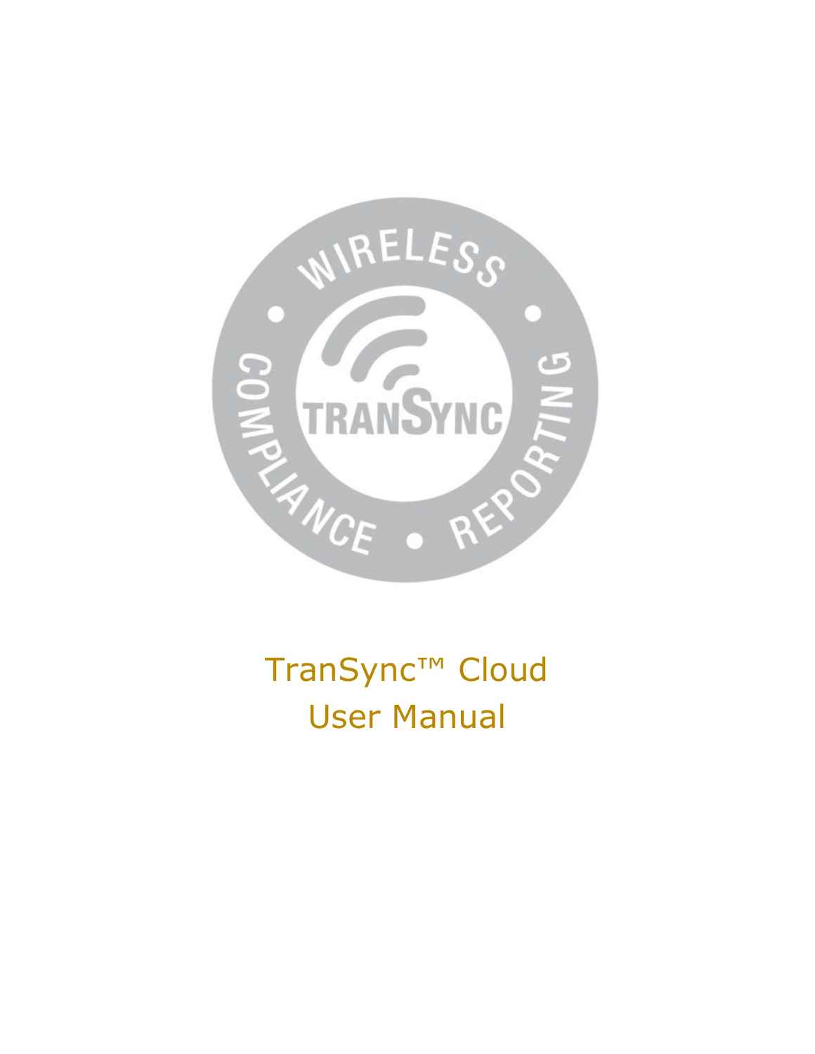# TranSync™ Cloud User Manual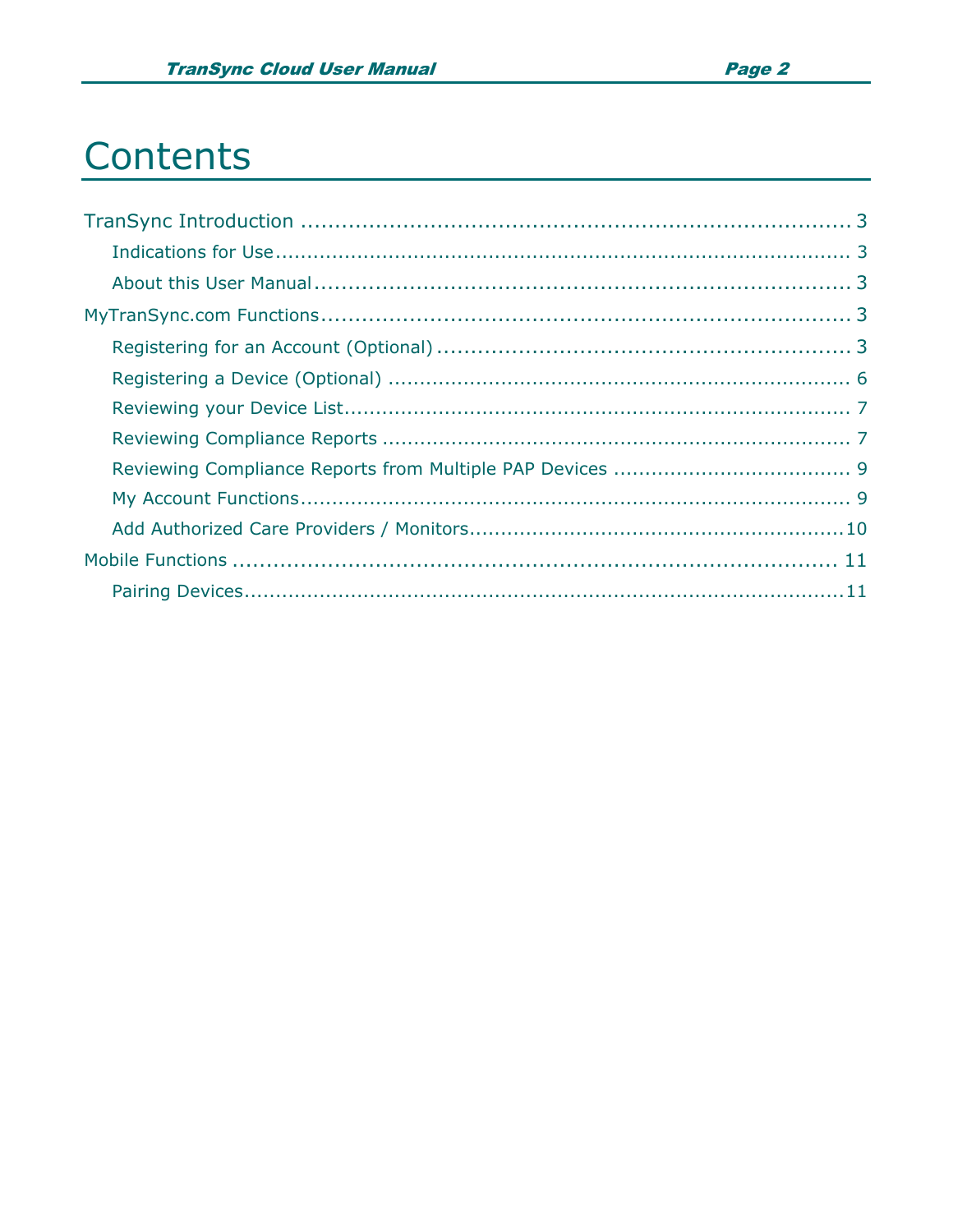# Contents

TranSync Introduction ........................................................................ 3

- Indications for Use ........................................................................ 3
- About this User Manual ........................................................................ 3

MyTranSync.com Functions ........................................................................ 3

- Registering for an Account (Optional) ........................................................................ 3
- Registering a Device (Optional) ........................................................................ 6
- Reviewing your Device List ........................................................................ 7
- Reviewing Compliance Reports ........................................................................ 7
- Reviewing Compliance Reports from Multiple PAP Devices ........................................................................ 9
- My Account Functions ........................................................................ 9
- Add Authorized Care Providers / Monitors ........................................................................ 10

Mobile Functions ........................................................................ 11

- Pairing Devices ........................................................................ 11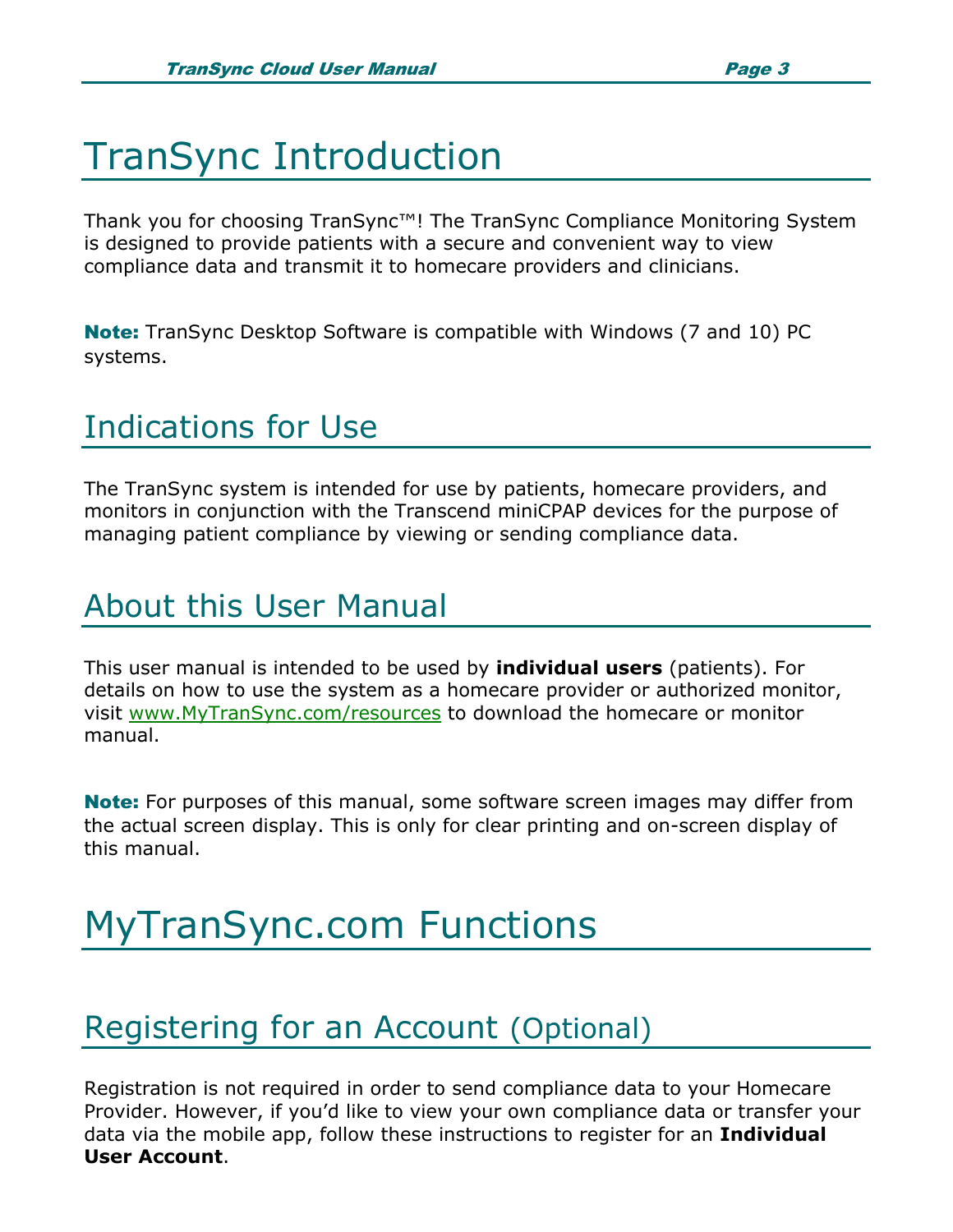# TranSync Introduction

Thank you for choosing TranSync™! The TranSync Compliance Monitoring System is designed to provide patients with a secure and convenient way to view compliance data and transmit it to homecare providers and clinicians.

**Note:** TranSync Desktop Software is compatible with Windows (7 and 10) PC systems.

## Indications for Use

The TranSync system is intended for use by patients, homecare providers, and monitors in conjunction with the Transcend miniCPAP devices for the purpose of managing patient compliance by viewing or sending compliance data.

## About this User Manual

This user manual is intended to be used by **individual users** (patients). For details on how to use the system as a homecare provider or authorized monitor, visit www.MyTranSync.com/resources to download the homecare or monitor manual.

**Note:** For purposes of this manual, some software screen images may differ from the actual screen display. This is only for clear printing and on-screen display of this manual.

# MyTranSync.com Functions

## Registering for an Account (Optional)

Registration is not required in order to send compliance data to your Homecare Provider. However, if you'd like to view your own compliance data or transfer your data via the mobile app, follow these instructions to register for an **Individual User Account**.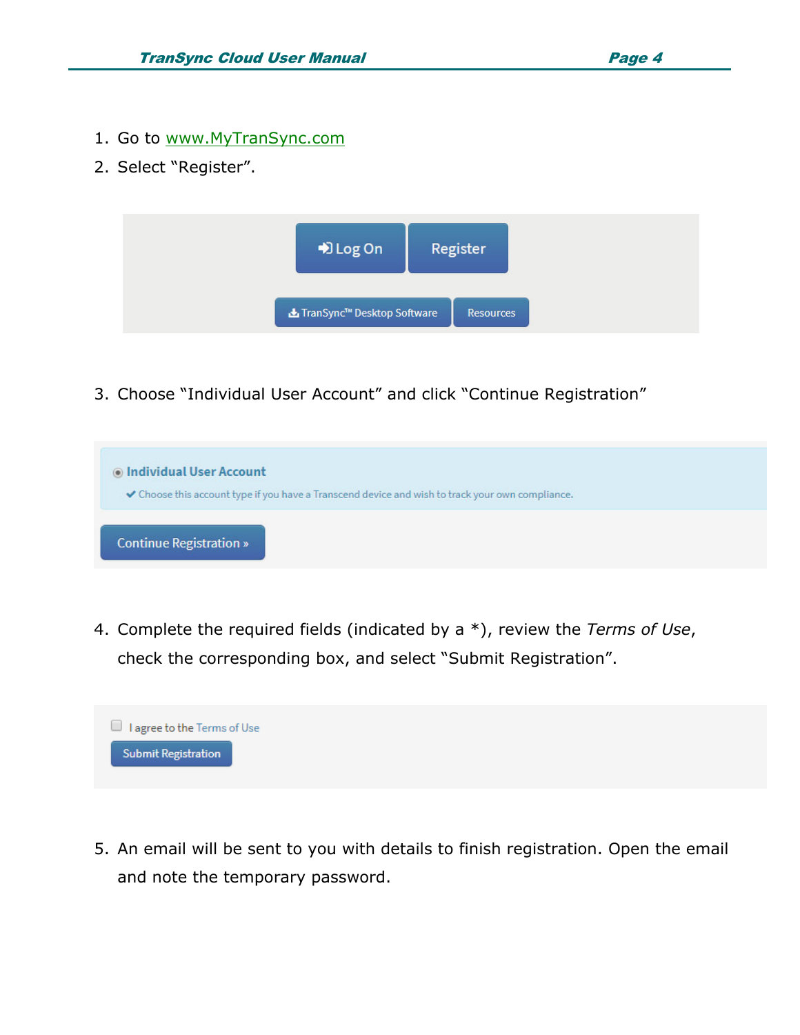1. Go to www.MyTranSync.com
2. Select "Register".

3. Choose "Individual User Account" and click "Continue Registration"

4. Complete the required fields (indicated by a *), review the *Terms of Use*, check the corresponding box, and select "Submit Registration".

5. An email will be sent to you with details to finish registration. Open the email and note the temporary password.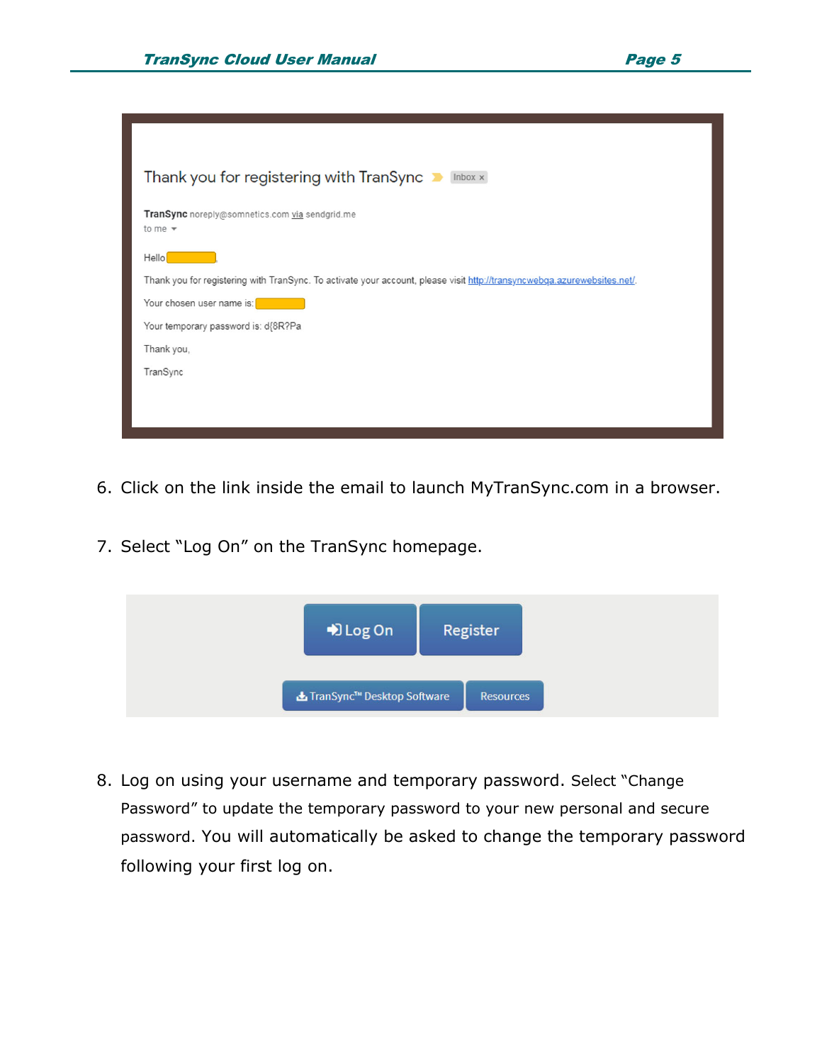> **Thank you for registering with TranSync** Inbox ×
>
> **TranSync** noreply@somnetics.com via sendgrid.me
> to me
>
> Hello
>
> Thank you for registering with TranSync. To activate your account, please visit http://transyncwebqa.azurewebsites.net/.
>
> Your chosen user name is:
>
> Your temporary password is: d{8R?Pa
>
> Thank you,
>
> TranSync

6. Click on the link inside the email to launch MyTranSync.com in a browser.

7. Select "Log On" on the TranSync homepage.

Log On | Register

TranSync™ Desktop Software | Resources

8. Log on using your username and temporary password. Select "Change Password" to update the temporary password to your new personal and secure password. You will automatically be asked to change the temporary password following your first log on.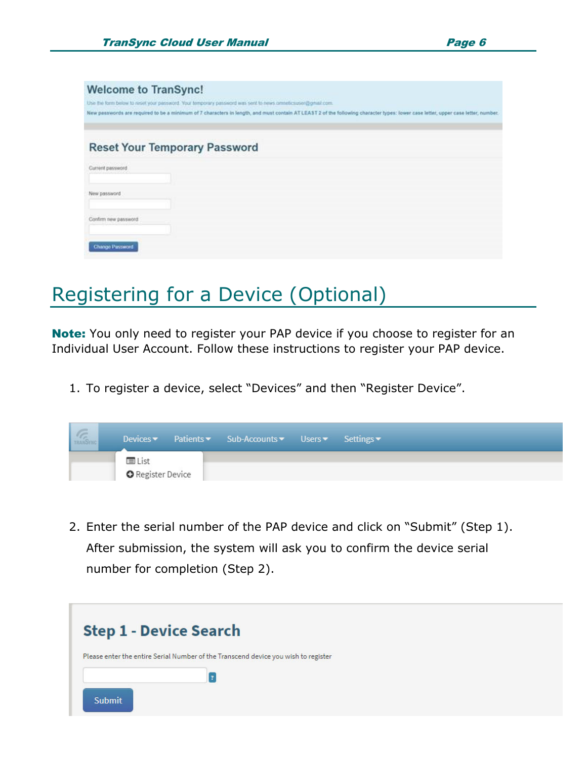Welcome to TranSync!

Use the form below to reset your password. Your temporary password was sent to news.omneticsuser@gmail.com.

New passwords are required to be a minimum of 7 characters in length, and must contain AT LEAST 2 of the following character types: lower case letter, upper case letter, number.

Reset Your Temporary Password

Current password

New password

Confirm new password

Change Password

# Registering for a Device (Optional)

**Note:** You only need to register your PAP device if you choose to register for an Individual User Account. Follow these instructions to register your PAP device.

1. To register a device, select "Devices" and then "Register Device".

Devices ▾ Patients ▾ Sub-Accounts ▾ Users ▾ Settings ▾

List

Register Device

2. Enter the serial number of the PAP device and click on "Submit" (Step 1). After submission, the system will ask you to confirm the device serial number for completion (Step 2).

Step 1 - Device Search

Please enter the entire Serial Number of the Transcend device you wish to register

Submit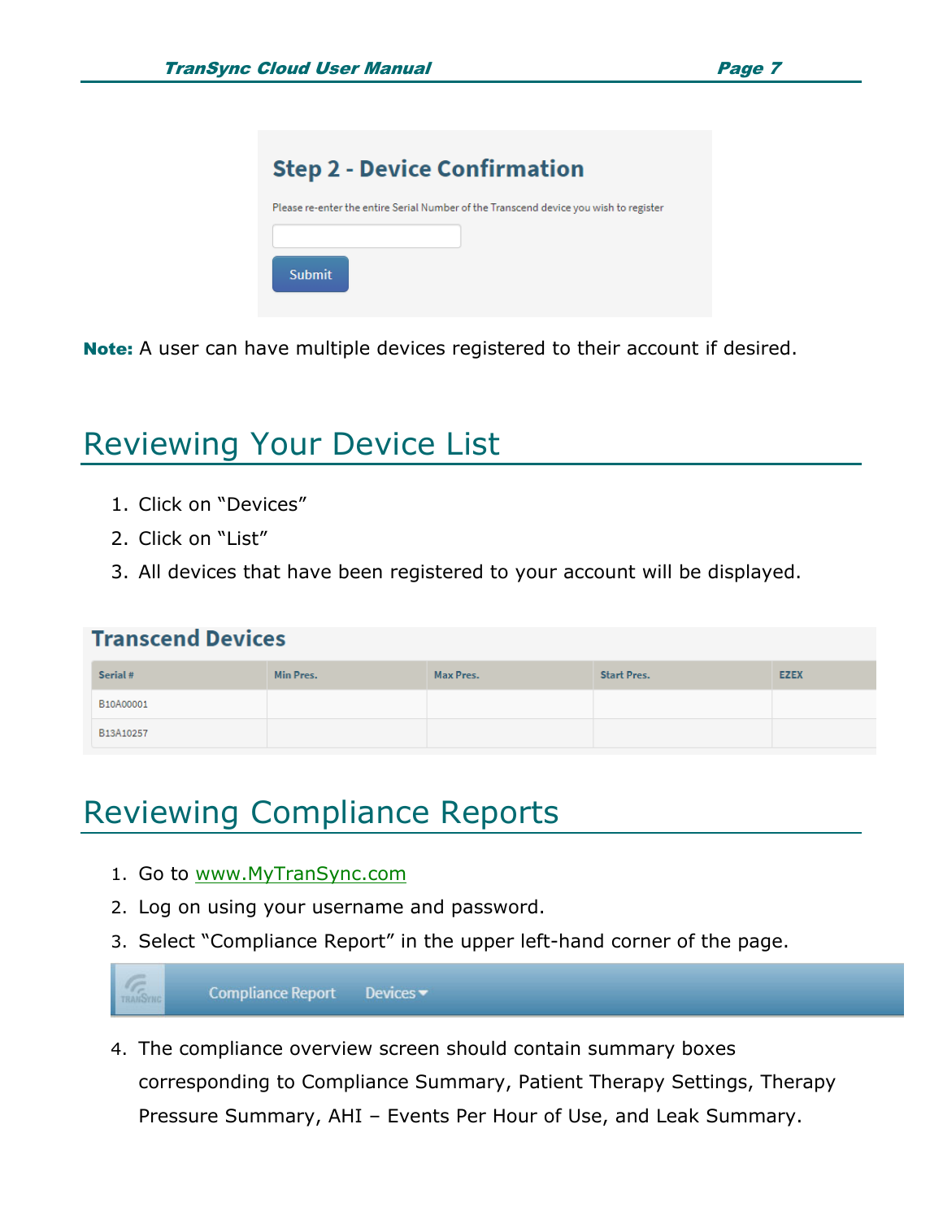**Step 2 - Device Confirmation**

Please re-enter the entire Serial Number of the Transcend device you wish to register

Submit

**Note:** A user can have multiple devices registered to their account if desired.

# Reviewing Your Device List

1. Click on "Devices"
2. Click on "List"
3. All devices that have been registered to your account will be displayed.

**Transcend Devices**

| Serial # | Min Pres. | Max Pres. | Start Pres. | EZEX |
|---|---|---|---|---|
| B10A00001 | | | | |
| B13A10257 | | | | |

# Reviewing Compliance Reports

1. Go to www.MyTranSync.com
2. Log on using your username and password.
3. Select "Compliance Report" in the upper left-hand corner of the page.

Compliance Report    Devices

4. The compliance overview screen should contain summary boxes corresponding to Compliance Summary, Patient Therapy Settings, Therapy Pressure Summary, AHI – Events Per Hour of Use, and Leak Summary.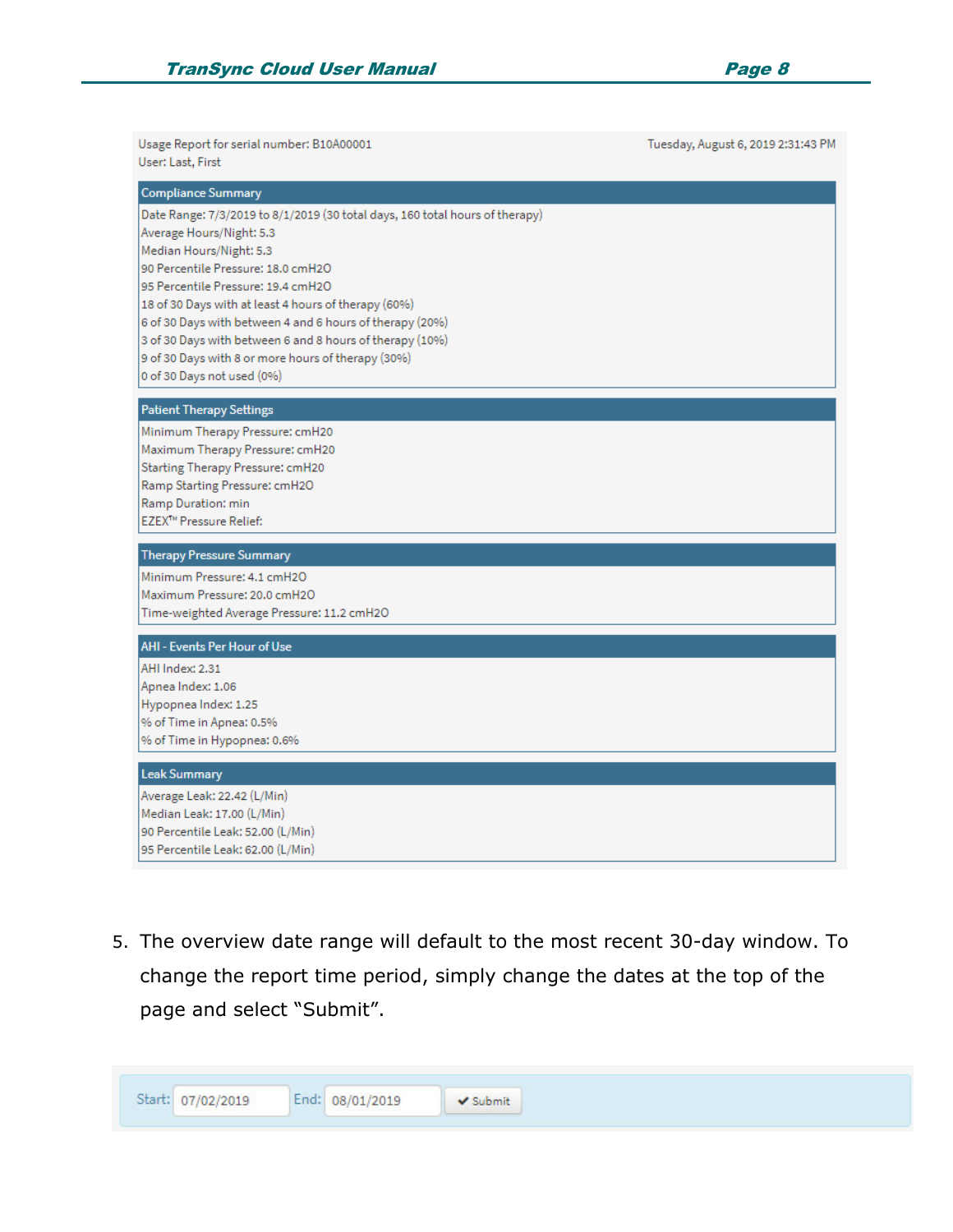Usage Report for serial number: B10A00001
User: Last, First

Tuesday, August 6, 2019 2:31:43 PM

**Compliance Summary**

Date Range: 7/3/2019 to 8/1/2019 (30 total days, 160 total hours of therapy)
Average Hours/Night: 5.3
Median Hours/Night: 5.3
90 Percentile Pressure: 18.0 cmH2O
95 Percentile Pressure: 19.4 cmH2O
18 of 30 Days with at least 4 hours of therapy (60%)
6 of 30 Days with between 4 and 6 hours of therapy (20%)
3 of 30 Days with between 6 and 8 hours of therapy (10%)
9 of 30 Days with 8 or more hours of therapy (30%)
0 of 30 Days not used (0%)

**Patient Therapy Settings**

Minimum Therapy Pressure: cmH20
Maximum Therapy Pressure: cmH20
Starting Therapy Pressure: cmH20
Ramp Starting Pressure: cmH2O
Ramp Duration: min
EZEX™ Pressure Relief:

**Therapy Pressure Summary**

Minimum Pressure: 4.1 cmH2O
Maximum Pressure: 20.0 cmH2O
Time-weighted Average Pressure: 11.2 cmH2O

**AHI - Events Per Hour of Use**

AHI Index: 2.31
Apnea Index: 1.06
Hypopnea Index: 1.25
% of Time in Apnea: 0.5%
% of Time in Hypopnea: 0.6%

**Leak Summary**

Average Leak: 22.42 (L/Min)
Median Leak: 17.00 (L/Min)
90 Percentile Leak: 52.00 (L/Min)
95 Percentile Leak: 62.00 (L/Min)

5. The overview date range will default to the most recent 30-day window. To change the report time period, simply change the dates at the top of the page and select "Submit".

Start: 07/02/2019 End: 08/01/2019 ✔ Submit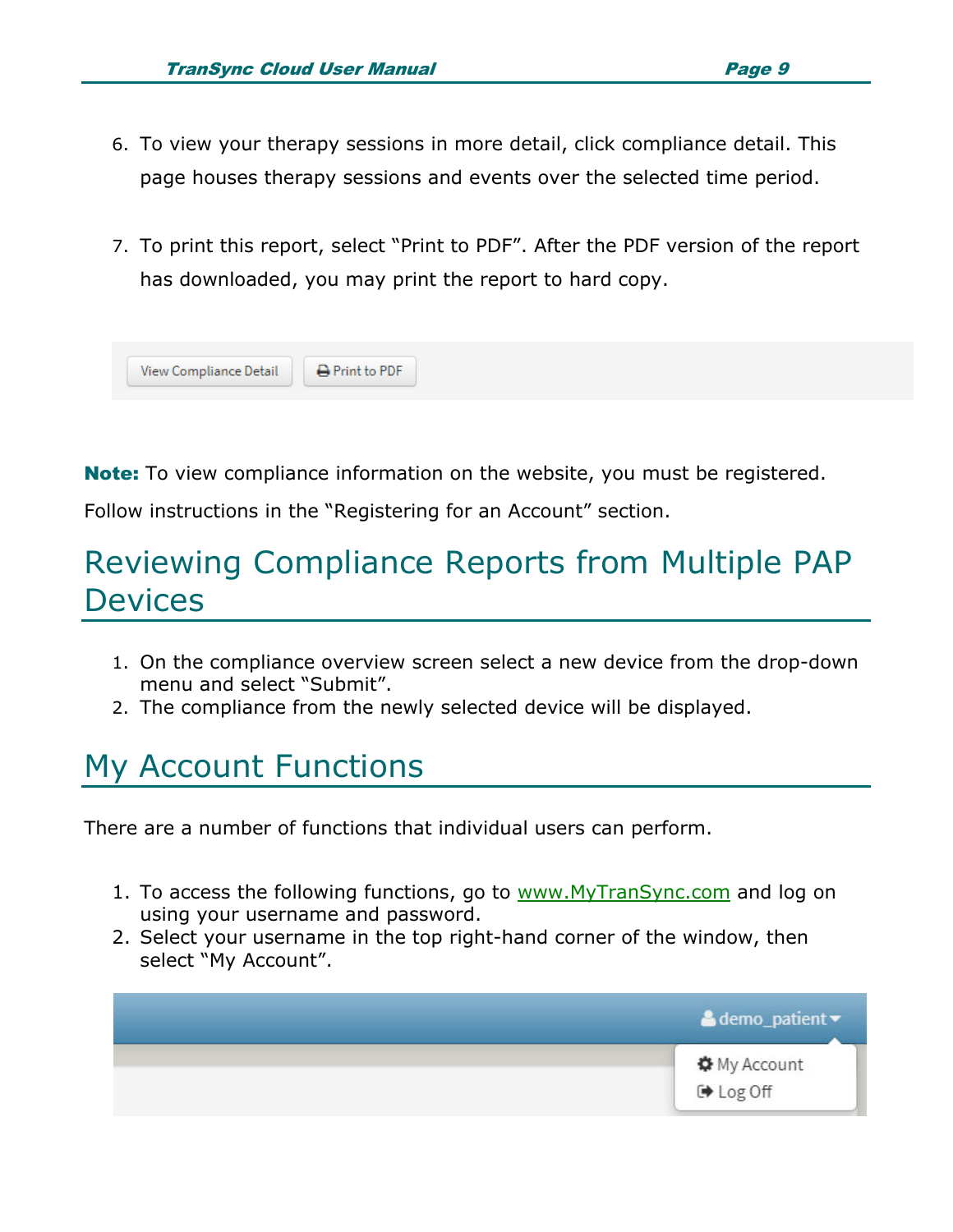6. To view your therapy sessions in more detail, click compliance detail. This page houses therapy sessions and events over the selected time period.

7. To print this report, select "Print to PDF". After the PDF version of the report has downloaded, you may print the report to hard copy.

View Compliance Detail | Print to PDF

**Note:** To view compliance information on the website, you must be registered. Follow instructions in the "Registering for an Account" section.

## Reviewing Compliance Reports from Multiple PAP Devices

1. On the compliance overview screen select a new device from the drop-down menu and select "Submit".
2. The compliance from the newly selected device will be displayed.

## My Account Functions

There are a number of functions that individual users can perform.

1. To access the following functions, go to www.MyTranSync.com and log on using your username and password.
2. Select your username in the top right-hand corner of the window, then select "My Account".

demo_patient
My Account
Log Off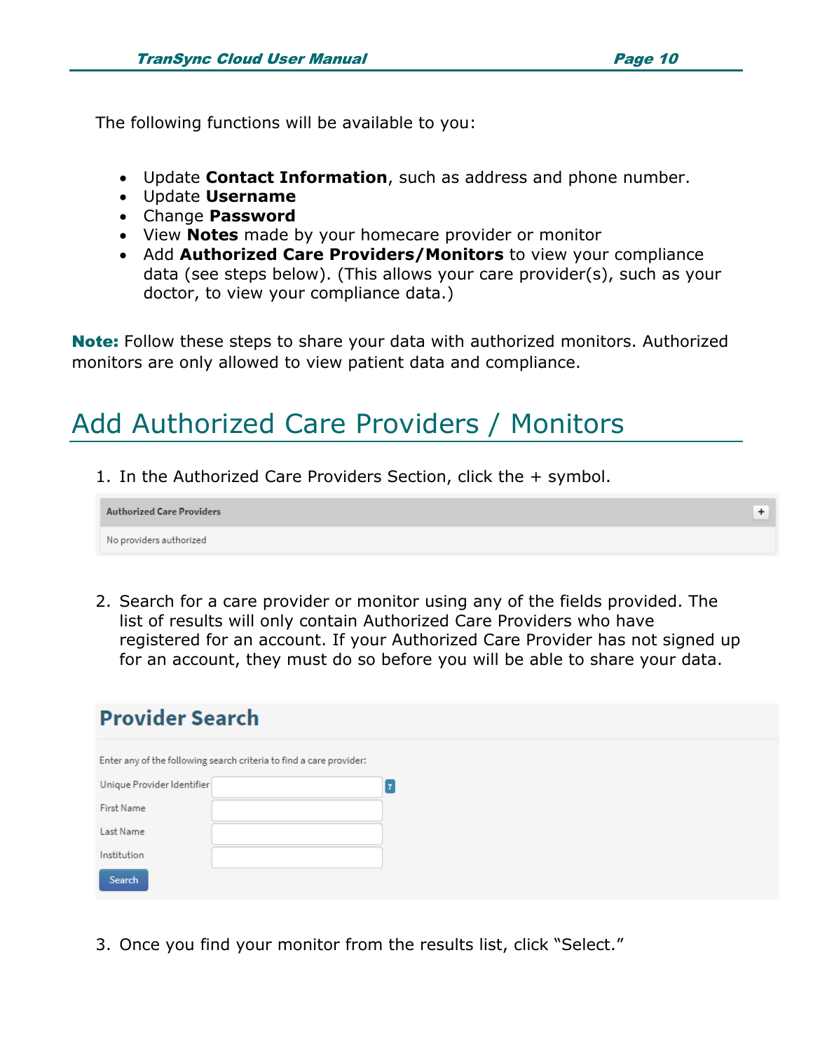The following functions will be available to you:

- Update **Contact Information**, such as address and phone number.
- Update **Username**
- Change **Password**
- View **Notes** made by your homecare provider or monitor
- Add **Authorized Care Providers/Monitors** to view your compliance data (see steps below). (This allows your care provider(s), such as your doctor, to view your compliance data.)

**Note:** Follow these steps to share your data with authorized monitors. Authorized monitors are only allowed to view patient data and compliance.

# Add Authorized Care Providers / Monitors

1. In the Authorized Care Providers Section, click the + symbol.

**Authorized Care Providers** +

No providers authorized

2. Search for a care provider or monitor using any of the fields provided. The list of results will only contain Authorized Care Providers who have registered for an account. If your Authorized Care Provider has not signed up for an account, they must do so before you will be able to share your data.

**Provider Search**

Enter any of the following search criteria to find a care provider:

Unique Provider Identifier ?

First Name

Last Name

Institution

Search

3. Once you find your monitor from the results list, click "Select."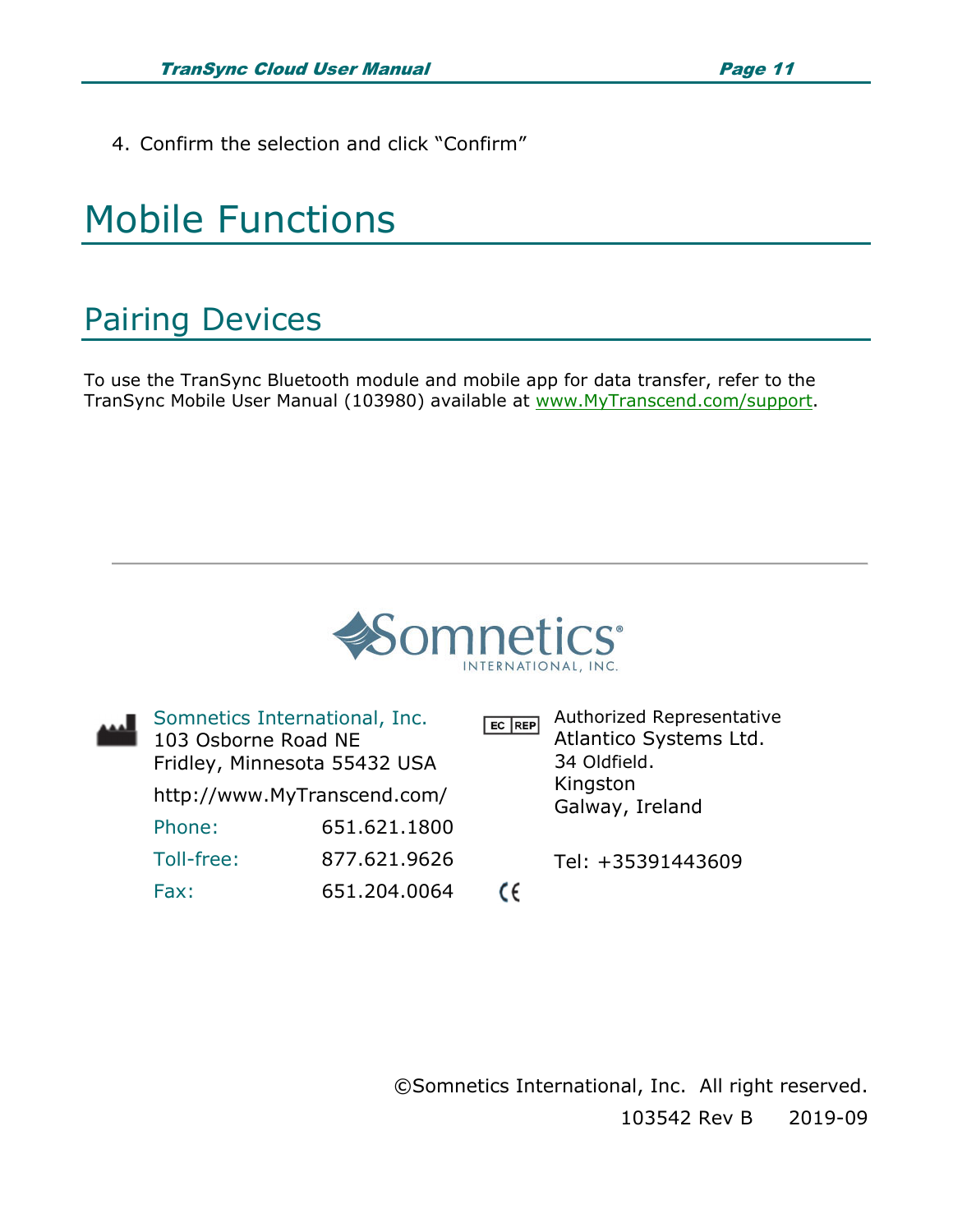4. Confirm the selection and click "Confirm"

# Mobile Functions

## Pairing Devices

To use the TranSync Bluetooth module and mobile app for data transfer, refer to the TranSync Mobile User Manual (103980) available at www.MyTranscend.com/support.

Somnetics INTERNATIONAL, INC.

Somnetics International, Inc.
103 Osborne Road NE
Fridley, Minnesota 55432 USA

http://www.MyTranscend.com/

| | |
|---|---|
| Phone: | 651.621.1800 |
| Toll-free: | 877.621.9626 |
| Fax: | 651.204.0064 |

EC REP

Authorized Representative
Atlantico Systems Ltd.
34 Oldfield.
Kingston
Galway, Ireland

Tel: +35391443609

CE

©Somnetics International, Inc. All right reserved.

103542 Rev B 2019-09